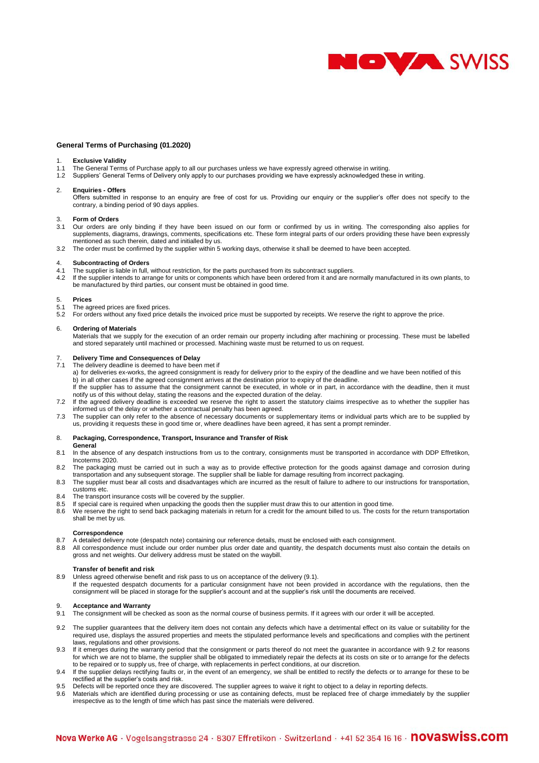## General Terms of Purchasing (01.2020)

### 1. Exclusive Validity

1.1 The General Terms of Purchase apply to all our purchases unless we have expressly agreed otherwise in writing.

1.2 Suppliers' General Terms of Delivery only apply to our purchases providing we have expressly acknowledged these in writing.

### 2. Enquiries - Offers

Offers submitted in response to an enquiry are free of cost for us. Providing our enquiry or the supplier's offer does not specify to the contrary, a binding period of 90 days applies.

### 3. Form of Orders

3.1 Our orders are only binding if they have been issued on our form or confirmed by us in writing. The corresponding also applies for supplements, diagrams, drawings, comments, specifications etc. These form integral parts of our orders providing these have been expressly mentioned as such therein, dated and initialled by us.

3.2 The order must be confirmed by the supplier within 5 working days, otherwise it shall be deemed to have been accepted.

### 4. Subcontracting of Orders

4.1 The supplier is liable in full, without restriction, for the parts purchased from its subcontract suppliers.

4.2 If the supplier intends to arrange for units or components which have been ordered from it and are normally manufactured in its own plants, to be manufactured by third parties, our consent must be obtained in good time.

### 5. Prices

5.1 The agreed prices are fixed prices.

5.2 For orders without any fixed price details the invoiced price must be supported by receipts. We reserve the right to approve the price.

### 6. Ordering of Materials

Materials that we supply for the execution of an order remain our property including after machining or processing. These must be labelled and stored separately until machined or processed. Machining waste must be returned to us on request.

### 7. Delivery Time and Consequences of Delay

7.1 The delivery deadline is deemed to have been met if

a) for deliveries ex-works, the agreed consignment is ready for delivery prior to the expiry of the deadline and we have been notified of this

b) in all other cases if the agreed consignment arrives at the destination prior to expiry of the deadline.

If the supplier has to assume that the consignment cannot be executed, in whole or in part, in accordance with the deadline, then it must notify us of this without delay, stating the reasons and the expected duration of the delay.

7.2 If the agreed delivery deadline is exceeded we reserve the right to assert the statutory claims irrespective as to whether the supplier has informed us of the delay or whether a contractual penalty has been agreed.

7.3 The supplier can only refer to the absence of necessary documents or supplementary items or individual parts which are to be supplied by us, providing it requests these in good time or, where deadlines have been agreed, it has sent a prompt reminder.

### 8. Packaging, Correspondence, Transport, Insurance and Transfer of Risk

**General**

8.1 In the absence of any despatch instructions from us to the contrary, consignments must be transported in accordance with DDP Effretikon, Incoterms 2020.

8.2 The packaging must be carried out in such a way as to provide effective protection for the goods against damage and corrosion during transportation and any subsequent storage. The supplier shall be liable for damage resulting from incorrect packaging.

8.3 The supplier must bear all costs and disadvantages which are incurred as the result of failure to adhere to our instructions for transportation, customs etc.

8.4 The transport insurance costs will be covered by the supplier.

8.5 If special care is required when unpacking the goods then the supplier must draw this to our attention in good time.

8.6 We reserve the right to send back packaging materials in return for a credit for the amount billed to us. The costs for the return transportation shall be met by us.

**Correspondence**

8.7 A detailed delivery note (despatch note) containing our reference details, must be enclosed with each consignment.

8.8 All correspondence must include our order number plus order date and quantity, the despatch documents must also contain the details on gross and net weights. Our delivery address must be stated on the waybill.

**Transfer of benefit and risk**

8.9 Unless agreed otherwise benefit and risk pass to us on acceptance of the delivery (9.1).

If the requested despatch documents for a particular consignment have not been provided in accordance with the regulations, then the consignment will be placed in storage for the supplier's account and at the supplier's risk until the documents are received.

### 9. Acceptance and Warranty

9.1 The consignment will be checked as soon as the normal course of business permits. If it agrees with our order it will be accepted.

9.2 The supplier guarantees that the delivery item does not contain any defects which have a detrimental effect on its value or suitability for the required use, displays the assured properties and meets the stipulated performance levels and specifications and complies with the pertinent laws, regulations and other provisions.

9.3 If it emerges during the warranty period that the consignment or parts thereof do not meet the guarantee in accordance with 9.2 for reasons for which we are not to blame, the supplier shall be obligated to immediately repair the defects at its costs on site or to arrange for the defects to be repaired or to supply us, free of charge, with replacements in perfect conditions, at our discretion.

9.4 If the supplier delays rectifying faults or, in the event of an emergency, we shall be entitled to rectify the defects or to arrange for these to be rectified at the supplier's costs and risk.

9.5 Defects will be reported once they are discovered. The supplier agrees to waive it right to object to a delay in reporting defects.

9.6 Materials which are identified during processing or use as containing defects, must be replaced free of charge immediately by the supplier irrespective as to the length of time which has past since the materials were delivered.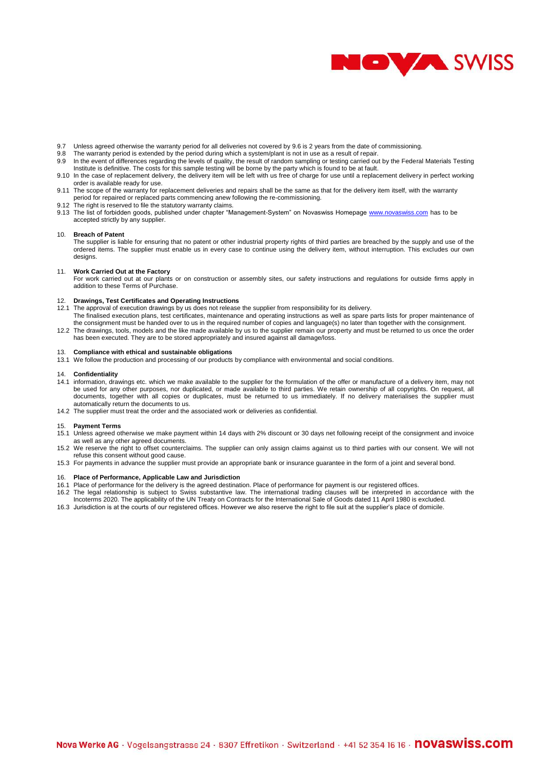9.7 Unless agreed otherwise the warranty period for all deliveries not covered by 9.6 is 2 years from the date of commissioning.

9.8 The warranty period is extended by the period during which a system/plant is not in use as a result of repair.

9.9 In the event of differences regarding the levels of quality, the result of random sampling or testing carried out by the Federal Materials Testing Institute is definitive. The costs for this sample testing will be borne by the party which is found to be at fault.

9.10 In the case of replacement delivery, the delivery item will be left with us free of charge for use until a replacement delivery in perfect working order is available ready for use.

9.11 The scope of the warranty for replacement deliveries and repairs shall be the same as that for the delivery item itself, with the warranty period for repaired or replaced parts commencing anew following the re-commissioning.

9.12 The right is reserved to file the statutory warranty claims.

9.13 The list of forbidden goods, published under chapter "Management-System" on Novaswiss Homepage www.novaswiss.com has to be accepted strictly by any supplier.

## 10. Breach of Patent

The supplier is liable for ensuring that no patent or other industrial property rights of third parties are breached by the supply and use of the ordered items. The supplier must enable us in every case to continue using the delivery item, without interruption. This excludes our own designs.

## 11. Work Carried Out at the Factory

For work carried out at our plants or on construction or assembly sites, our safety instructions and regulations for outside firms apply in addition to these Terms of Purchase.

## 12. Drawings, Test Certificates and Operating Instructions

12.1 The approval of execution drawings by us does not release the supplier from responsibility for its delivery.
The finalised execution plans, test certificates, maintenance and operating instructions as well as spare parts lists for proper maintenance of the consignment must be handed over to us in the required number of copies and language(s) no later than together with the consignment.

12.2 The drawings, tools, models and the like made available by us to the supplier remain our property and must be returned to us once the order has been executed. They are to be stored appropriately and insured against all damage/loss.

## 13. Compliance with ethical and sustainable obligations

13.1 We follow the production and processing of our products by compliance with environmental and social conditions.

## 14. Confidentiality

14.1 information, drawings etc. which we make available to the supplier for the formulation of the offer or manufacture of a delivery item, may not be used for any other purposes, nor duplicated, or made available to third parties. We retain ownership of all copyrights. On request, all documents, together with all copies or duplicates, must be returned to us immediately. If no delivery materialises the supplier must automatically return the documents to us.

14.2 The supplier must treat the order and the associated work or deliveries as confidential.

## 15. Payment Terms

15.1 Unless agreed otherwise we make payment within 14 days with 2% discount or 30 days net following receipt of the consignment and invoice as well as any other agreed documents.

15.2 We reserve the right to offset counterclaims. The supplier can only assign claims against us to third parties with our consent. We will not refuse this consent without good cause.

15.3 For payments in advance the supplier must provide an appropriate bank or insurance guarantee in the form of a joint and several bond.

## 16. Place of Performance, Applicable Law and Jurisdiction

16.1 Place of performance for the delivery is the agreed destination. Place of performance for payment is our registered offices.

16.2 The legal relationship is subject to Swiss substantive law. The international trading clauses will be interpreted in accordance with the Incoterms 2020. The applicability of the UN Treaty on Contracts for the International Sale of Goods dated 11 April 1980 is excluded.

16.3 Jurisdiction is at the courts of our registered offices. However we also reserve the right to file suit at the supplier's place of domicile.